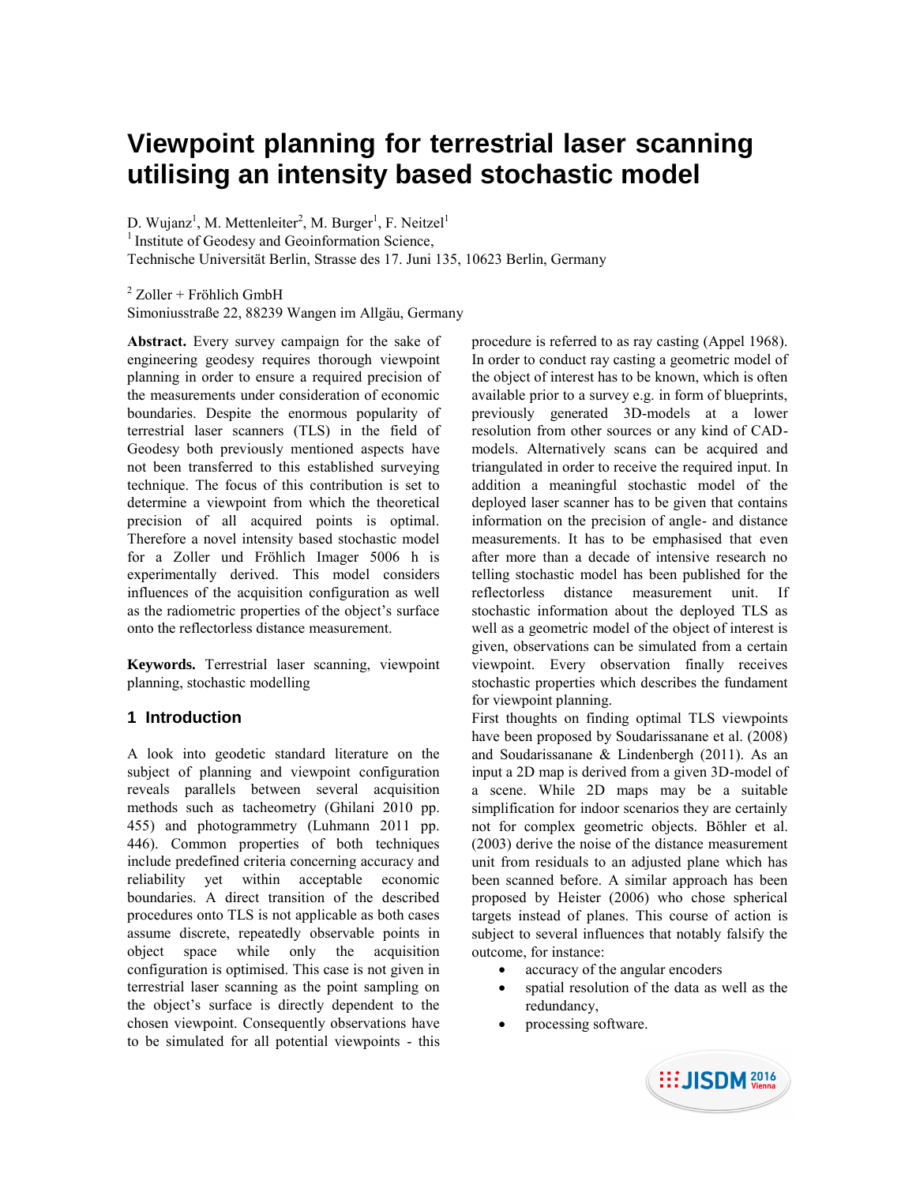# Viewpoint planning for terrestrial laser scanning utilising an intensity based stochastic model

D. Wujanz[1], M. Mettenleiter[2], M. Burger[1], F. Neitzel[1]

[1] Institute of Geodesy and Geoinformation Science,
Technische Universität Berlin, Strasse des 17. Juni 135, 10623 Berlin, Germany

[2] Zoller + Fröhlich GmbH
Simoniusstraße 22, 88239 Wangen im Allgäu, Germany

**Abstract.** Every survey campaign for the sake of engineering geodesy requires thorough viewpoint planning in order to ensure a required precision of the measurements under consideration of economic boundaries. Despite the enormous popularity of terrestrial laser scanners (TLS) in the field of Geodesy both previously mentioned aspects have not been transferred to this established surveying technique. The focus of this contribution is set to determine a viewpoint from which the theoretical precision of all acquired points is optimal. Therefore a novel intensity based stochastic model for a Zoller und Fröhlich Imager 5006 h is experimentally derived. This model considers influences of the acquisition configuration as well as the radiometric properties of the object's surface onto the reflectorless distance measurement.

**Keywords.** Terrestrial laser scanning, viewpoint planning, stochastic modelling

## 1 Introduction

A look into geodetic standard literature on the subject of planning and viewpoint configuration reveals parallels between several acquisition methods such as tacheometry (Ghilani 2010 pp. 455) and photogrammetry (Luhmann 2011 pp. 446). Common properties of both techniques include predefined criteria concerning accuracy and reliability yet within acceptable economic boundaries. A direct transition of the described procedures onto TLS is not applicable as both cases assume discrete, repeatedly observable points in object space while only the acquisition configuration is optimised. This case is not given in terrestrial laser scanning as the point sampling on the object's surface is directly dependent to the chosen viewpoint. Consequently observations have to be simulated for all potential viewpoints - this procedure is referred to as ray casting (Appel 1968). In order to conduct ray casting a geometric model of the object of interest has to be known, which is often available prior to a survey e.g. in form of blueprints, previously generated 3D-models at a lower resolution from other sources or any kind of CAD-models. Alternatively scans can be acquired and triangulated in order to receive the required input. In addition a meaningful stochastic model of the deployed laser scanner has to be given that contains information on the precision of angle- and distance measurements. It has to be emphasised that even after more than a decade of intensive research no telling stochastic model has been published for the reflectorless distance measurement unit. If stochastic information about the deployed TLS as well as a geometric model of the object of interest is given, observations can be simulated from a certain viewpoint. Every observation finally receives stochastic properties which describes the fundament for viewpoint planning.

First thoughts on finding optimal TLS viewpoints have been proposed by Soudarissanane et al. (2008) and Soudarissanane & Lindenbergh (2011). As an input a 2D map is derived from a given 3D-model of a scene. While 2D maps may be a suitable simplification for indoor scenarios they are certainly not for complex geometric objects. Böhler et al. (2003) derive the noise of the distance measurement unit from residuals to an adjusted plane which has been scanned before. A similar approach has been proposed by Heister (2006) who chose spherical targets instead of planes. This course of action is subject to several influences that notably falsify the outcome, for instance:

- accuracy of the angular encoders
- spatial resolution of the data as well as the redundancy,
- processing software.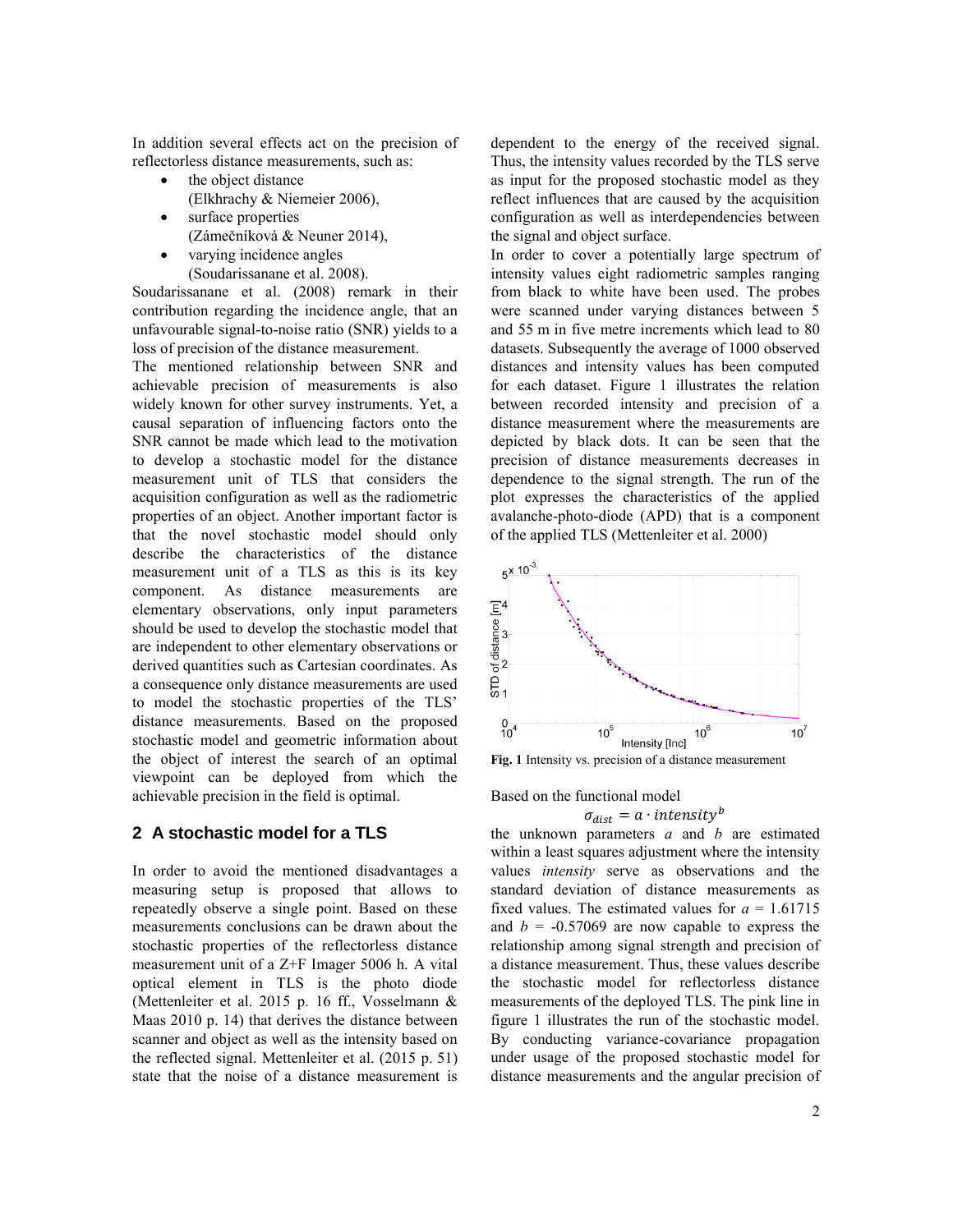In addition several effects act on the precision of reflectorless distance measurements, such as:

- the object distance (Elkhrachy & Niemeier 2006),
- surface properties (Zámečníková & Neuner 2014),
- varying incidence angles (Soudarissanane et al. 2008).

Soudarissanane et al. (2008) remark in their contribution regarding the incidence angle, that an unfavourable signal-to-noise ratio (SNR) yields to a loss of precision of the distance measurement.

The mentioned relationship between SNR and achievable precision of measurements is also widely known for other survey instruments. Yet, a causal separation of influencing factors onto the SNR cannot be made which lead to the motivation to develop a stochastic model for the distance measurement unit of TLS that considers the acquisition configuration as well as the radiometric properties of an object. Another important factor is that the novel stochastic model should only describe the characteristics of the distance measurement unit of a TLS as this is its key component. As distance measurements are elementary observations, only input parameters should be used to develop the stochastic model that are independent to other elementary observations or derived quantities such as Cartesian coordinates. As a consequence only distance measurements are used to model the stochastic properties of the TLS' distance measurements. Based on the proposed stochastic model and geometric information about the object of interest the search of an optimal viewpoint can be deployed from which the achievable precision in the field is optimal.

## 2 A stochastic model for a TLS

In order to avoid the mentioned disadvantages a measuring setup is proposed that allows to repeatedly observe a single point. Based on these measurements conclusions can be drawn about the stochastic properties of the reflectorless distance measurement unit of a Z+F Imager 5006 h. A vital optical element in TLS is the photo diode (Mettenleiter et al. 2015 p. 16 ff., Vosselmann & Maas 2010 p. 14) that derives the distance between scanner and object as well as the intensity based on the reflected signal. Mettenleiter et al. (2015 p. 51) state that the noise of a distance measurement is dependent to the energy of the received signal. Thus, the intensity values recorded by the TLS serve as input for the proposed stochastic model as they reflect influences that are caused by the acquisition configuration as well as interdependencies between the signal and object surface.

In order to cover a potentially large spectrum of intensity values eight radiometric samples ranging from black to white have been used. The probes were scanned under varying distances between 5 and 55 m in five metre increments which lead to 80 datasets. Subsequently the average of 1000 observed distances and intensity values has been computed for each dataset. Figure 1 illustrates the relation between recorded intensity and precision of a distance measurement where the measurements are depicted by black dots. It can be seen that the precision of distance measurements decreases in dependence to the signal strength. The run of the plot expresses the characteristics of the applied avalanche-photo-diode (APD) that is a component of the applied TLS (Mettenleiter et al. 2000)

**Fig. 1** Intensity vs. precision of a distance measurement

Based on the functional model

$$\sigma_{dist} = a \cdot intensity^b$$

the unknown parameters $a$ and $b$ are estimated within a least squares adjustment where the intensity values *intensity* serve as observations and the standard deviation of distance measurements as fixed values. The estimated values for $a = 1.61715$ and $b = -0.57069$ are now capable to express the relationship among signal strength and precision of a distance measurement. Thus, these values describe the stochastic model for reflectorless distance measurements of the deployed TLS. The pink line in figure 1 illustrates the run of the stochastic model. By conducting variance-covariance propagation under usage of the proposed stochastic model for distance measurements and the angular precision of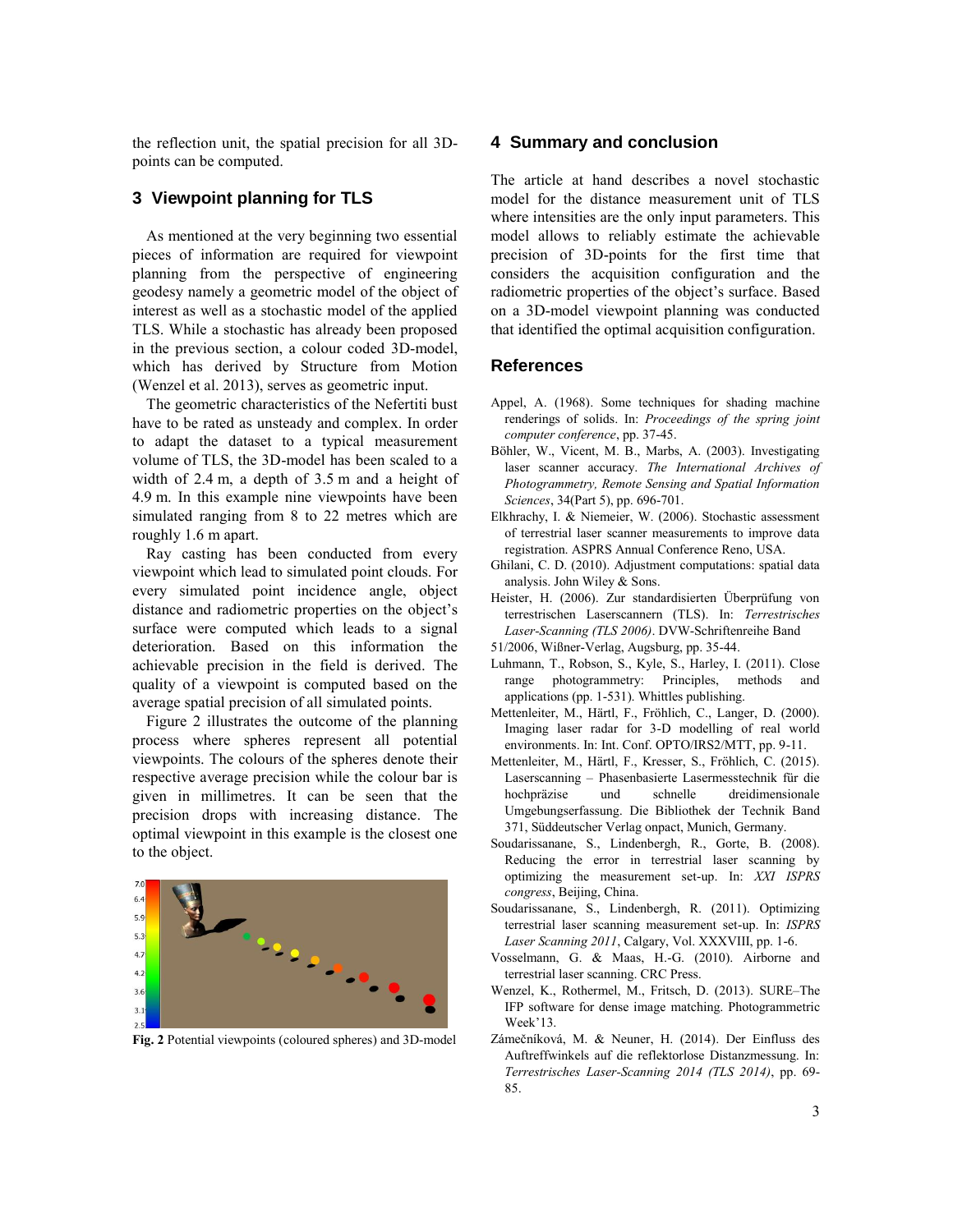the reflection unit, the spatial precision for all 3D-points can be computed.

## 3 Viewpoint planning for TLS

As mentioned at the very beginning two essential pieces of information are required for viewpoint planning from the perspective of engineering geodesy namely a geometric model of the object of interest as well as a stochastic model of the applied TLS. While a stochastic has already been proposed in the previous section, a colour coded 3D-model, which has derived by Structure from Motion (Wenzel et al. 2013), serves as geometric input.

The geometric characteristics of the Nefertiti bust have to be rated as unsteady and complex. In order to adapt the dataset to a typical measurement volume of TLS, the 3D-model has been scaled to a width of 2.4 m, a depth of 3.5 m and a height of 4.9 m. In this example nine viewpoints have been simulated ranging from 8 to 22 metres which are roughly 1.6 m apart.

Ray casting has been conducted from every viewpoint which lead to simulated point clouds. For every simulated point incidence angle, object distance and radiometric properties on the object's surface were computed which leads to a signal deterioration. Based on this information the achievable precision in the field is derived. The quality of a viewpoint is computed based on the average spatial precision of all simulated points.

Figure 2 illustrates the outcome of the planning process where spheres represent all potential viewpoints. The colours of the spheres denote their respective average precision while the colour bar is given in millimetres. It can be seen that the precision drops with increasing distance. The optimal viewpoint in this example is the closest one to the object.

7.0
6.4
5.9
5.3
4.7
4.2
3.6
3.1
2.5

**Fig. 2** Potential viewpoints (coloured spheres) and 3D-model

## 4 Summary and conclusion

The article at hand describes a novel stochastic model for the distance measurement unit of TLS where intensities are the only input parameters. This model allows to reliably estimate the achievable precision of 3D-points for the first time that considers the acquisition configuration and the radiometric properties of the object's surface. Based on a 3D-model viewpoint planning was conducted that identified the optimal acquisition configuration.

## References

Appel, A. (1968). Some techniques for shading machine renderings of solids. In: *Proceedings of the spring joint computer conference*, pp. 37-45.

Böhler, W., Vicent, M. B., Marbs, A. (2003). Investigating laser scanner accuracy. *The International Archives of Photogrammetry, Remote Sensing and Spatial Information Sciences*, 34(Part 5), pp. 696-701.

Elkhrachy, I. & Niemeier, W. (2006). Stochastic assessment of terrestrial laser scanner measurements to improve data registration. ASPRS Annual Conference Reno, USA.

Ghilani, C. D. (2010). Adjustment computations: spatial data analysis. John Wiley & Sons.

Heister, H. (2006). Zur standardisierten Überprüfung von terrestrischen Laserscannern (TLS). In: *Terrestrisches Laser-Scanning (TLS 2006)*. DVW-Schriftenreihe Band 51/2006, Wißner-Verlag, Augsburg, pp. 35-44.

Luhmann, T., Robson, S., Kyle, S., Harley, I. (2011). Close range photogrammetry: Principles, methods and applications (pp. 1-531). Whittles publishing.

Mettenleiter, M., Härtl, F., Fröhlich, C., Langer, D. (2000). Imaging laser radar for 3-D modelling of real world environments. In: Int. Conf. OPTO/IRS2/MTT, pp. 9-11.

Mettenleiter, M., Härtl, F., Kresser, S., Fröhlich, C. (2015). Laserscanning – Phasenbasierte Lasermesstechnik für die hochpräzise und schnelle dreidimensionale Umgebungserfassung. Die Bibliothek der Technik Band 371, Süddeutscher Verlag onpact, Munich, Germany.

Soudarissanane, S., Lindenbergh, R., Gorte, B. (2008). Reducing the error in terrestrial laser scanning by optimizing the measurement set-up. In: *XXI ISPRS congress*, Beijing, China.

Soudarissanane, S., Lindenbergh, R. (2011). Optimizing terrestrial laser scanning measurement set-up. In: *ISPRS Laser Scanning 2011*, Calgary, Vol. XXXVIII, pp. 1-6.

Vosselmann, G. & Maas, H.-G. (2010). Airborne and terrestrial laser scanning. CRC Press.

Wenzel, K., Rothermel, M., Fritsch, D. (2013). SURE–The IFP software for dense image matching. Photogrammetric Week'13.

Zámečníková, M. & Neuner, H. (2014). Der Einfluss des Auftreffwinkels auf die reflektorlose Distanzmessung. In: *Terrestrisches Laser-Scanning 2014 (TLS 2014)*, pp. 69-85.